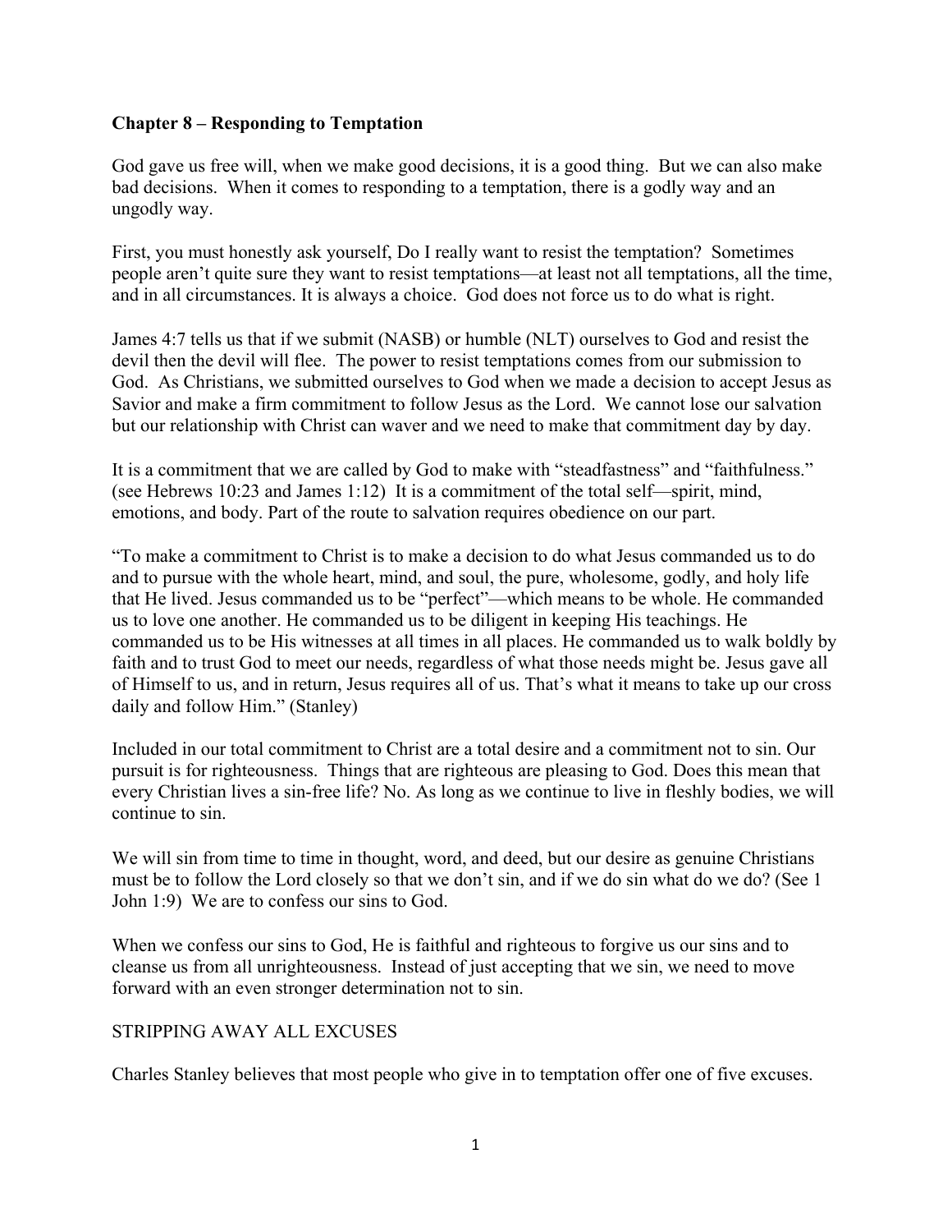**Chapter 8 – Responding to Temptation**

God gave us free will, when we make good decisions, it is a good thing. But we can also make bad decisions. When it comes to responding to a temptation, there is a godly way and an ungodly way.

First, you must honestly ask yourself, Do I really want to resist the temptation? Sometimes people aren't quite sure they want to resist temptations—at least not all temptations, all the time, and in all circumstances. It is always a choice. God does not force us to do what is right.

James 4:7 tells us that if we submit (NASB) or humble (NLT) ourselves to God and resist the devil then the devil will flee. The power to resist temptations comes from our submission to God. As Christians, we submitted ourselves to God when we made a decision to accept Jesus as Savior and make a firm commitment to follow Jesus as the Lord. We cannot lose our salvation but our relationship with Christ can waver and we need to make that commitment day by day.

It is a commitment that we are called by God to make with "steadfastness" and "faithfulness." (see Hebrews 10:23 and James 1:12) It is a commitment of the total self—spirit, mind, emotions, and body. Part of the route to salvation requires obedience on our part.

"To make a commitment to Christ is to make a decision to do what Jesus commanded us to do and to pursue with the whole heart, mind, and soul, the pure, wholesome, godly, and holy life that He lived. Jesus commanded us to be "perfect"—which means to be whole. He commanded us to love one another. He commanded us to be diligent in keeping His teachings. He commanded us to be His witnesses at all times in all places. He commanded us to walk boldly by faith and to trust God to meet our needs, regardless of what those needs might be. Jesus gave all of Himself to us, and in return, Jesus requires all of us. That's what it means to take up our cross daily and follow Him." (Stanley)

Included in our total commitment to Christ are a total desire and a commitment not to sin. Our pursuit is for righteousness. Things that are righteous are pleasing to God. Does this mean that every Christian lives a sin-free life? No. As long as we continue to live in fleshly bodies, we will continue to sin.

We will sin from time to time in thought, word, and deed, but our desire as genuine Christians must be to follow the Lord closely so that we don't sin, and if we do sin what do we do? (See 1 John 1:9) We are to confess our sins to God.

When we confess our sins to God, He is faithful and righteous to forgive us our sins and to cleanse us from all unrighteousness. Instead of just accepting that we sin, we need to move forward with an even stronger determination not to sin.

STRIPPING AWAY ALL EXCUSES

Charles Stanley believes that most people who give in to temptation offer one of five excuses.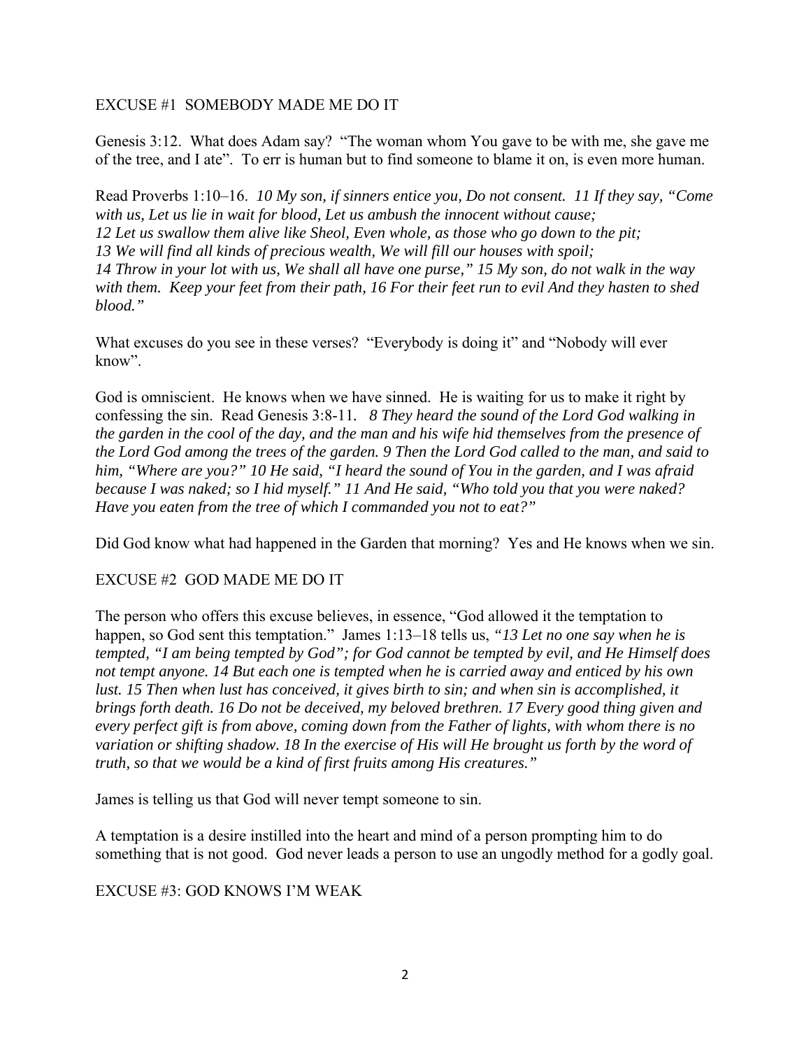EXCUSE #1 SOMEBODY MADE ME DO IT

Genesis 3:12. What does Adam say? "The woman whom You gave to be with me, she gave me of the tree, and I ate". To err is human but to find someone to blame it on, is even more human.

Read Proverbs 1:10–16. *10 My son, if sinners entice you, Do not consent. 11 If they say, "Come with us, Let us lie in wait for blood, Let us ambush the innocent without cause; 12 Let us swallow them alive like Sheol, Even whole, as those who go down to the pit; 13 We will find all kinds of precious wealth, We will fill our houses with spoil; 14 Throw in your lot with us, We shall all have one purse," 15 My son, do not walk in the way with them. Keep your feet from their path, 16 For their feet run to evil And they hasten to shed blood."*

What excuses do you see in these verses? "Everybody is doing it" and "Nobody will ever know".

God is omniscient. He knows when we have sinned. He is waiting for us to make it right by confessing the sin. Read Genesis 3:8-11. *8 They heard the sound of the Lord God walking in the garden in the cool of the day, and the man and his wife hid themselves from the presence of the Lord God among the trees of the garden. 9 Then the Lord God called to the man, and said to him, "Where are you?" 10 He said, "I heard the sound of You in the garden, and I was afraid because I was naked; so I hid myself." 11 And He said, "Who told you that you were naked? Have you eaten from the tree of which I commanded you not to eat?"*

Did God know what had happened in the Garden that morning? Yes and He knows when we sin.

EXCUSE #2 GOD MADE ME DO IT

The person who offers this excuse believes, in essence, "God allowed it the temptation to happen, so God sent this temptation." James 1:13–18 tells us, *"13 Let no one say when he is tempted, "I am being tempted by God"; for God cannot be tempted by evil, and He Himself does not tempt anyone. 14 But each one is tempted when he is carried away and enticed by his own lust. 15 Then when lust has conceived, it gives birth to sin; and when sin is accomplished, it brings forth death. 16 Do not be deceived, my beloved brethren. 17 Every good thing given and every perfect gift is from above, coming down from the Father of lights, with whom there is no variation or shifting shadow. 18 In the exercise of His will He brought us forth by the word of truth, so that we would be a kind of first fruits among His creatures."*

James is telling us that God will never tempt someone to sin.

A temptation is a desire instilled into the heart and mind of a person prompting him to do something that is not good. God never leads a person to use an ungodly method for a godly goal.

EXCUSE #3: GOD KNOWS I'M WEAK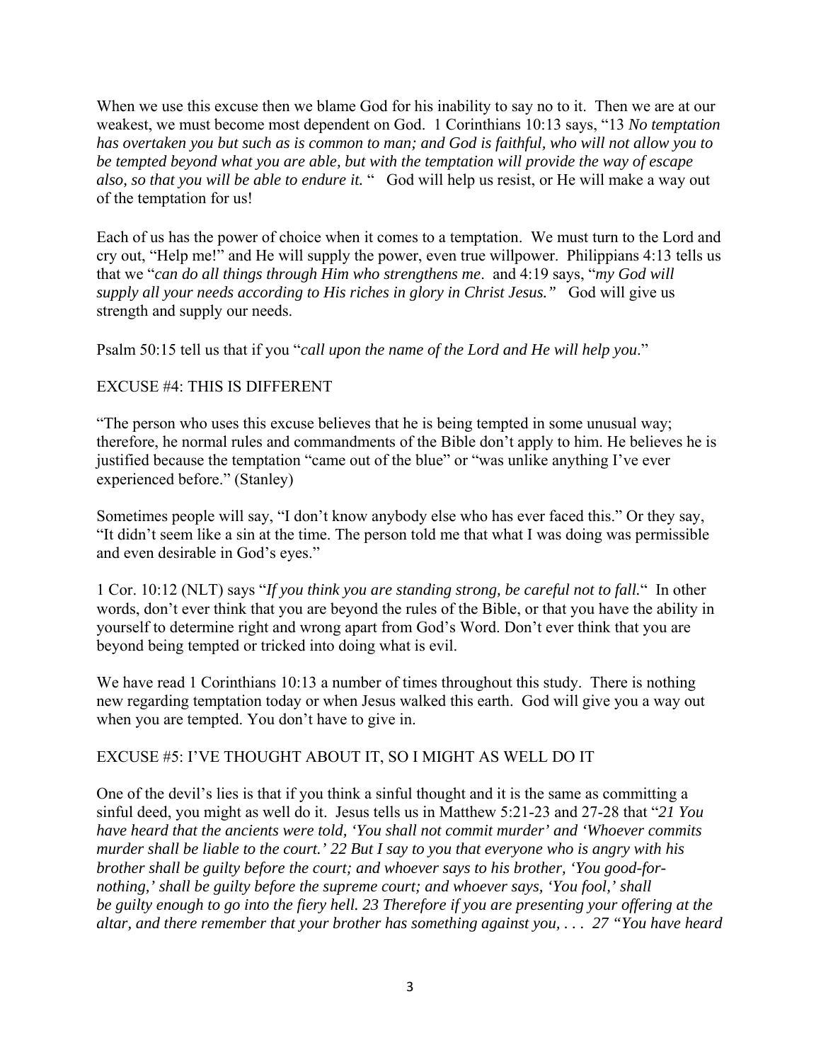When we use this excuse then we blame God for his inability to say no to it. Then we are at our weakest, we must become most dependent on God. 1 Corinthians 10:13 says, "13 *No temptation has overtaken you but such as is common to man; and God is faithful, who will not allow you to be tempted beyond what you are able, but with the temptation will provide the way of escape also, so that you will be able to endure it.* " God will help us resist, or He will make a way out of the temptation for us!

Each of us has the power of choice when it comes to a temptation. We must turn to the Lord and cry out, "Help me!" and He will supply the power, even true willpower. Philippians 4:13 tells us that we "*can do all things through Him who strengthens me*. and 4:19 says, "*my God will supply all your needs according to His riches in glory in Christ Jesus."* God will give us strength and supply our needs.

Psalm 50:15 tell us that if you "*call upon the name of the Lord and He will help you*."

EXCUSE #4: THIS IS DIFFERENT

"The person who uses this excuse believes that he is being tempted in some unusual way; therefore, he normal rules and commandments of the Bible don't apply to him. He believes he is justified because the temptation "came out of the blue" or "was unlike anything I've ever experienced before." (Stanley)

Sometimes people will say, "I don't know anybody else who has ever faced this." Or they say, "It didn't seem like a sin at the time. The person told me that what I was doing was permissible and even desirable in God's eyes."

1 Cor. 10:12 (NLT) says "*If you think you are standing strong, be careful not to fall.*" In other words, don't ever think that you are beyond the rules of the Bible, or that you have the ability in yourself to determine right and wrong apart from God's Word. Don't ever think that you are beyond being tempted or tricked into doing what is evil.

We have read 1 Corinthians 10:13 a number of times throughout this study. There is nothing new regarding temptation today or when Jesus walked this earth. God will give you a way out when you are tempted. You don't have to give in.

EXCUSE #5: I'VE THOUGHT ABOUT IT, SO I MIGHT AS WELL DO IT

One of the devil's lies is that if you think a sinful thought and it is the same as committing a sinful deed, you might as well do it. Jesus tells us in Matthew 5:21-23 and 27-28 that "*21 You have heard that the ancients were told, 'You shall not commit murder' and 'Whoever commits murder shall be liable to the court.' 22 But I say to you that everyone who is angry with his brother shall be guilty before the court; and whoever says to his brother, 'You good-for-nothing,' shall be guilty before the supreme court; and whoever says, 'You fool,' shall be guilty enough to go into the fiery hell. 23 Therefore if you are presenting your offering at the altar, and there remember that your brother has something against you, . . . 27 "You have heard*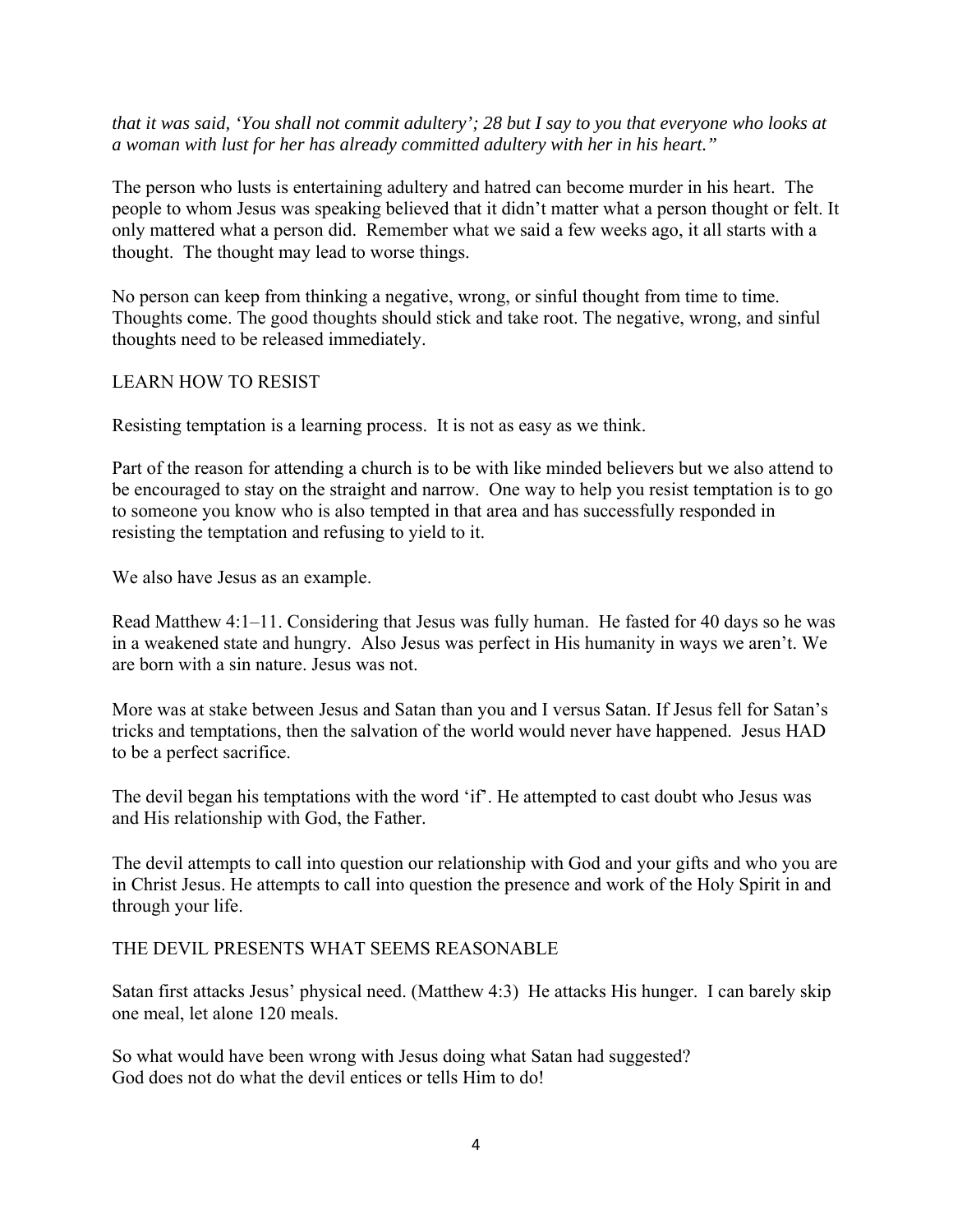*that it was said, 'You shall not commit adultery'; 28 but I say to you that everyone who looks at a woman with lust for her has already committed adultery with her in his heart."*

The person who lusts is entertaining adultery and hatred can become murder in his heart. The people to whom Jesus was speaking believed that it didn't matter what a person thought or felt. It only mattered what a person did. Remember what we said a few weeks ago, it all starts with a thought. The thought may lead to worse things.

No person can keep from thinking a negative, wrong, or sinful thought from time to time. Thoughts come. The good thoughts should stick and take root. The negative, wrong, and sinful thoughts need to be released immediately.

LEARN HOW TO RESIST

Resisting temptation is a learning process. It is not as easy as we think.

Part of the reason for attending a church is to be with like minded believers but we also attend to be encouraged to stay on the straight and narrow. One way to help you resist temptation is to go to someone you know who is also tempted in that area and has successfully responded in resisting the temptation and refusing to yield to it.

We also have Jesus as an example.

Read Matthew 4:1–11. Considering that Jesus was fully human. He fasted for 40 days so he was in a weakened state and hungry. Also Jesus was perfect in His humanity in ways we aren't. We are born with a sin nature. Jesus was not.

More was at stake between Jesus and Satan than you and I versus Satan. If Jesus fell for Satan's tricks and temptations, then the salvation of the world would never have happened. Jesus HAD to be a perfect sacrifice.

The devil began his temptations with the word 'if'. He attempted to cast doubt who Jesus was and His relationship with God, the Father.

The devil attempts to call into question our relationship with God and your gifts and who you are in Christ Jesus. He attempts to call into question the presence and work of the Holy Spirit in and through your life.

THE DEVIL PRESENTS WHAT SEEMS REASONABLE

Satan first attacks Jesus' physical need. (Matthew 4:3) He attacks His hunger. I can barely skip one meal, let alone 120 meals.

So what would have been wrong with Jesus doing what Satan had suggested?
God does not do what the devil entices or tells Him to do!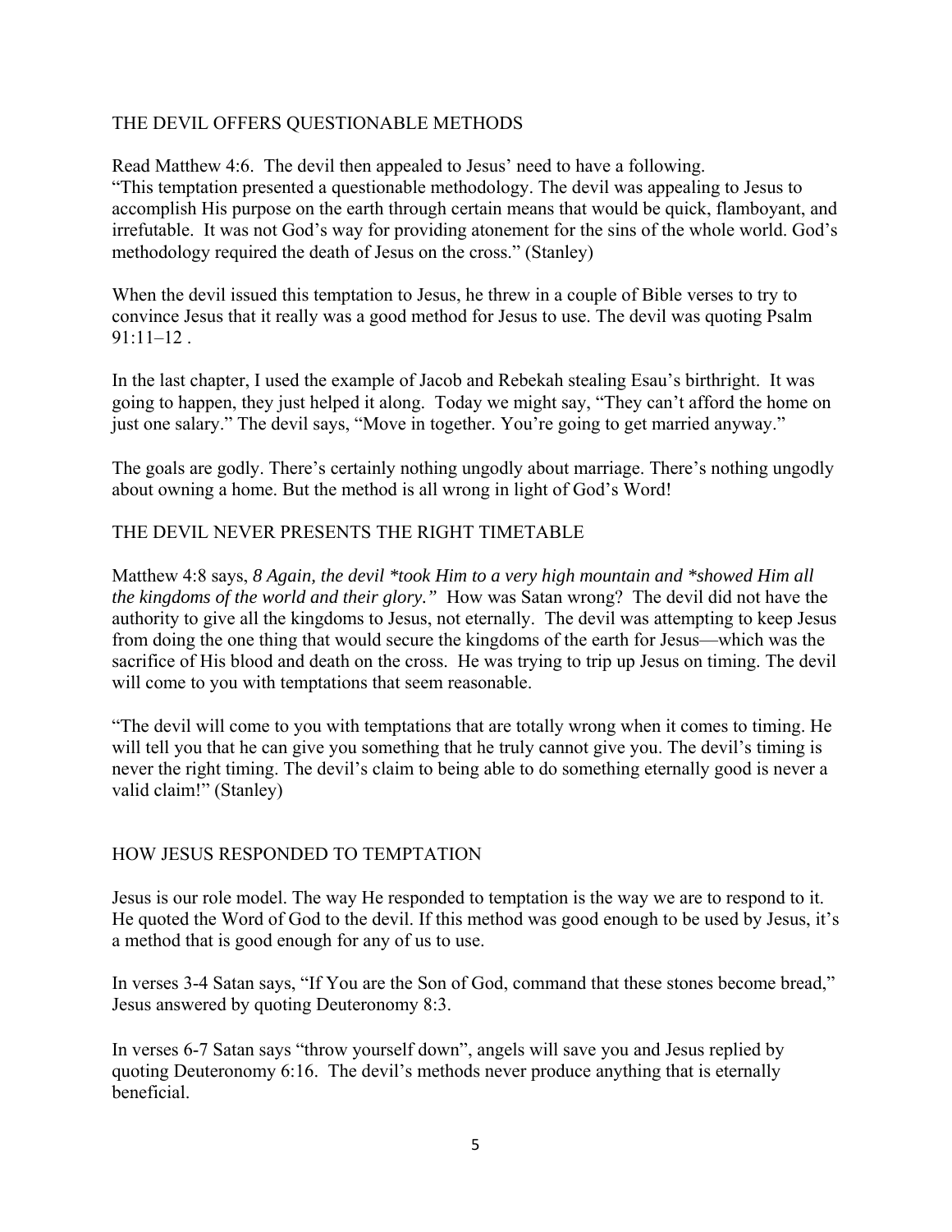## THE DEVIL OFFERS QUESTIONABLE METHODS

Read Matthew 4:6. The devil then appealed to Jesus' need to have a following. "This temptation presented a questionable methodology. The devil was appealing to Jesus to accomplish His purpose on the earth through certain means that would be quick, flamboyant, and irrefutable. It was not God's way for providing atonement for the sins of the whole world. God's methodology required the death of Jesus on the cross." (Stanley)

When the devil issued this temptation to Jesus, he threw in a couple of Bible verses to try to convince Jesus that it really was a good method for Jesus to use. The devil was quoting Psalm 91:11–12 .

In the last chapter, I used the example of Jacob and Rebekah stealing Esau's birthright. It was going to happen, they just helped it along. Today we might say, "They can't afford the home on just one salary." The devil says, "Move in together. You're going to get married anyway."

The goals are godly. There's certainly nothing ungodly about marriage. There's nothing ungodly about owning a home. But the method is all wrong in light of God's Word!

## THE DEVIL NEVER PRESENTS THE RIGHT TIMETABLE

Matthew 4:8 says, *8 Again, the devil *took Him to a very high mountain and *showed Him all the kingdoms of the world and their glory."* How was Satan wrong? The devil did not have the authority to give all the kingdoms to Jesus, not eternally. The devil was attempting to keep Jesus from doing the one thing that would secure the kingdoms of the earth for Jesus—which was the sacrifice of His blood and death on the cross. He was trying to trip up Jesus on timing. The devil will come to you with temptations that seem reasonable.

"The devil will come to you with temptations that are totally wrong when it comes to timing. He will tell you that he can give you something that he truly cannot give you. The devil's timing is never the right timing. The devil's claim to being able to do something eternally good is never a valid claim!" (Stanley)

## HOW JESUS RESPONDED TO TEMPTATION

Jesus is our role model. The way He responded to temptation is the way we are to respond to it. He quoted the Word of God to the devil. If this method was good enough to be used by Jesus, it's a method that is good enough for any of us to use.

In verses 3-4 Satan says, "If You are the Son of God, command that these stones become bread," Jesus answered by quoting Deuteronomy 8:3.

In verses 6-7 Satan says "throw yourself down", angels will save you and Jesus replied by quoting Deuteronomy 6:16. The devil's methods never produce anything that is eternally beneficial.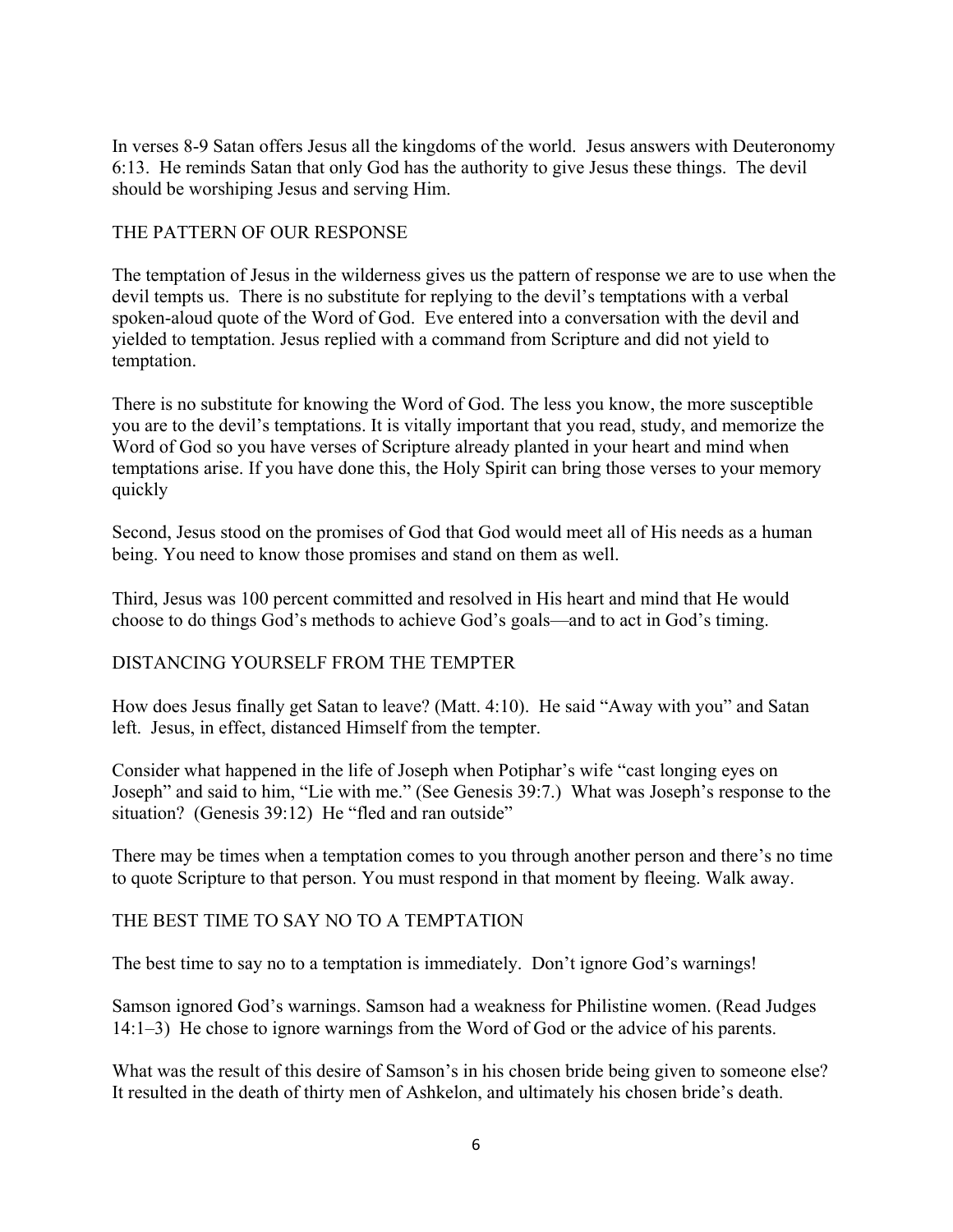In verses 8-9 Satan offers Jesus all the kingdoms of the world. Jesus answers with Deuteronomy 6:13. He reminds Satan that only God has the authority to give Jesus these things. The devil should be worshiping Jesus and serving Him.

## THE PATTERN OF OUR RESPONSE

The temptation of Jesus in the wilderness gives us the pattern of response we are to use when the devil tempts us. There is no substitute for replying to the devil's temptations with a verbal spoken-aloud quote of the Word of God. Eve entered into a conversation with the devil and yielded to temptation. Jesus replied with a command from Scripture and did not yield to temptation.

There is no substitute for knowing the Word of God. The less you know, the more susceptible you are to the devil's temptations. It is vitally important that you read, study, and memorize the Word of God so you have verses of Scripture already planted in your heart and mind when temptations arise. If you have done this, the Holy Spirit can bring those verses to your memory quickly

Second, Jesus stood on the promises of God that God would meet all of His needs as a human being. You need to know those promises and stand on them as well.

Third, Jesus was 100 percent committed and resolved in His heart and mind that He would choose to do things God's methods to achieve God's goals—and to act in God's timing.

## DISTANCING YOURSELF FROM THE TEMPTER

How does Jesus finally get Satan to leave? (Matt. 4:10). He said "Away with you" and Satan left. Jesus, in effect, distanced Himself from the tempter.

Consider what happened in the life of Joseph when Potiphar's wife "cast longing eyes on Joseph" and said to him, "Lie with me." (See Genesis 39:7.) What was Joseph's response to the situation? (Genesis 39:12) He "fled and ran outside"

There may be times when a temptation comes to you through another person and there's no time to quote Scripture to that person. You must respond in that moment by fleeing. Walk away.

## THE BEST TIME TO SAY NO TO A TEMPTATION

The best time to say no to a temptation is immediately. Don't ignore God's warnings!

Samson ignored God's warnings. Samson had a weakness for Philistine women. (Read Judges 14:1–3) He chose to ignore warnings from the Word of God or the advice of his parents.

What was the result of this desire of Samson's in his chosen bride being given to someone else? It resulted in the death of thirty men of Ashkelon, and ultimately his chosen bride's death.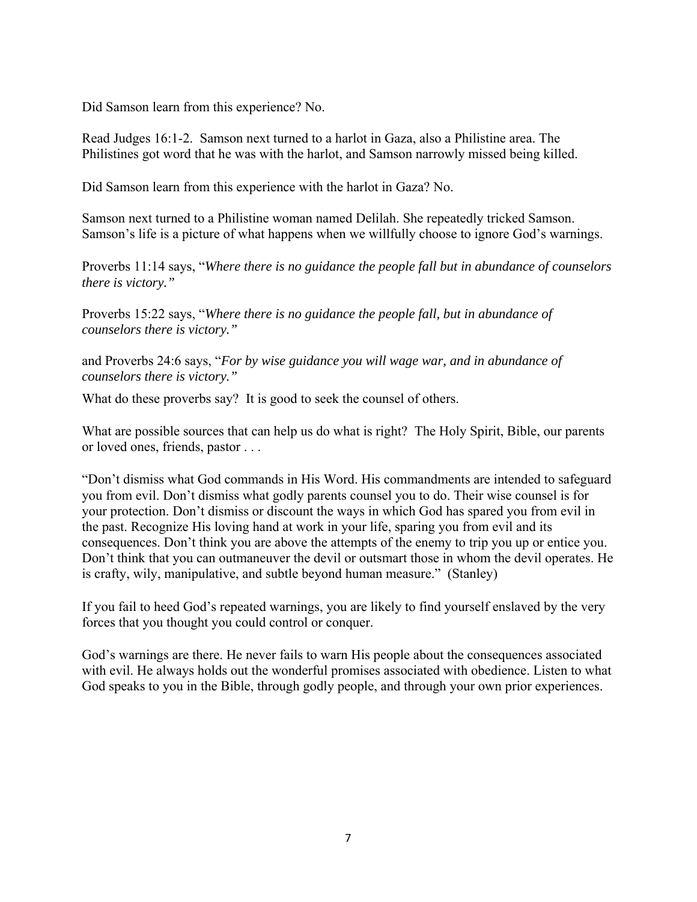Did Samson learn from this experience? No.

Read Judges 16:1-2. Samson next turned to a harlot in Gaza, also a Philistine area. The Philistines got word that he was with the harlot, and Samson narrowly missed being killed.

Did Samson learn from this experience with the harlot in Gaza? No.

Samson next turned to a Philistine woman named Delilah. She repeatedly tricked Samson. Samson's life is a picture of what happens when we willfully choose to ignore God's warnings.

Proverbs 11:14 says, "*Where there is no guidance the people fall but in abundance of counselors there is victory.*"

Proverbs 15:22 says, "*Where there is no guidance the people fall, but in abundance of counselors there is victory.*"

and Proverbs 24:6 says, "*For by wise guidance you will wage war, and in abundance of counselors there is victory.*"

What do these proverbs say? It is good to seek the counsel of others.

What are possible sources that can help us do what is right? The Holy Spirit, Bible, our parents or loved ones, friends, pastor . . .

"Don't dismiss what God commands in His Word. His commandments are intended to safeguard you from evil. Don't dismiss what godly parents counsel you to do. Their wise counsel is for your protection. Don't dismiss or discount the ways in which God has spared you from evil in the past. Recognize His loving hand at work in your life, sparing you from evil and its consequences. Don't think you are above the attempts of the enemy to trip you up or entice you. Don't think that you can outmaneuver the devil or outsmart those in whom the devil operates. He is crafty, wily, manipulative, and subtle beyond human measure." (Stanley)

If you fail to heed God's repeated warnings, you are likely to find yourself enslaved by the very forces that you thought you could control or conquer.

God's warnings are there. He never fails to warn His people about the consequences associated with evil. He always holds out the wonderful promises associated with obedience. Listen to what God speaks to you in the Bible, through godly people, and through your own prior experiences.